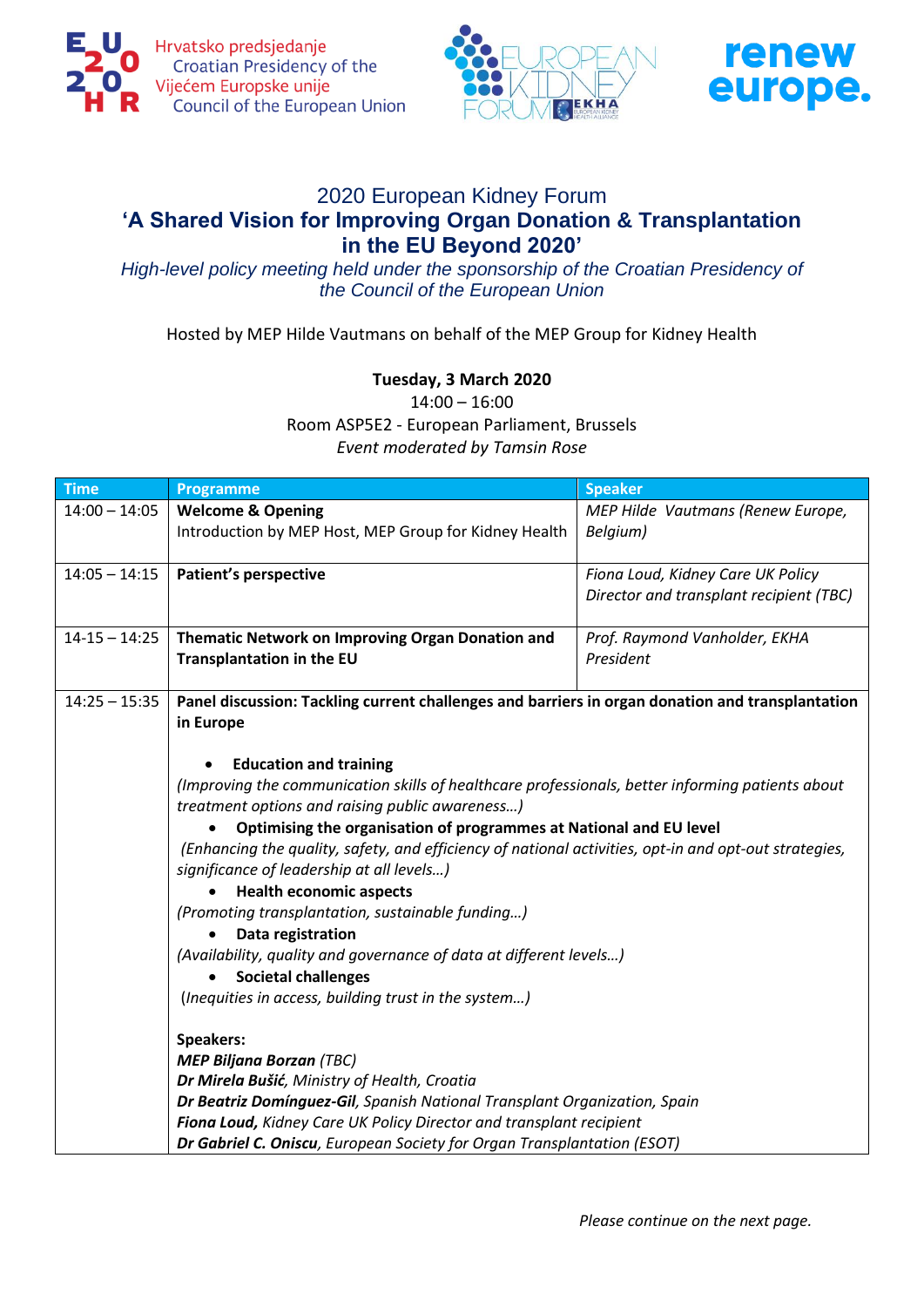Hrvatsko predsjedanje
Croatian Presidency of the
Vijećem Europske unije
Council of the European Union

# 2020 European Kidney Forum

## 'A Shared Vision for Improving Organ Donation & Transplantation in the EU Beyond 2020'

*High-level policy meeting held under the sponsorship of the Croatian Presidency of the Council of the European Union*

Hosted by MEP Hilde Vautmans on behalf of the MEP Group for Kidney Health

**Tuesday, 3 March 2020**

14:00 – 16:00

Room ASP5E2 - European Parliament, Brussels

*Event moderated by Tamsin Rose*

| Time | Programme | Speaker |
|---|---|---|
| 14:00 – 14:05 | **Welcome & Opening**<br>Introduction by MEP Host, MEP Group for Kidney Health | *MEP Hilde Vautmans (Renew Europe, Belgium)* |
| 14:05 – 14:15 | **Patient's perspective** | *Fiona Loud, Kidney Care UK Policy Director and transplant recipient (TBC)* |
| 14-15 – 14:25 | **Thematic Network on Improving Organ Donation and Transplantation in the EU** | *Prof. Raymond Vanholder, EKHA President* |
| 14:25 – 15:35 | **Panel discussion: Tackling current challenges and barriers in organ donation and transplantation in Europe**<br><br>• **Education and training**<br>*(Improving the communication skills of healthcare professionals, better informing patients about treatment options and raising public awareness…)*<br>• **Optimising the organisation of programmes at National and EU level**<br>*(Enhancing the quality, safety, and efficiency of national activities, opt-in and opt-out strategies, significance of leadership at all levels…)*<br>• **Health economic aspects**<br>*(Promoting transplantation, sustainable funding…)*<br>• **Data registration**<br>*(Availability, quality and governance of data at different levels…)*<br>• **Societal challenges**<br>*(Inequities in access, building trust in the system…)*<br><br>**Speakers:**<br>***MEP Biljana Borzan*** *(TBC)*<br>***Dr Mirela Bušić****, Ministry of Health, Croatia*<br>***Dr Beatriz Domínguez-Gil****, Spanish National Transplant Organization, Spain*<br>***Fiona Loud,*** *Kidney Care UK Policy Director and transplant recipient*<br>***Dr Gabriel C. Oniscu****, European Society for Organ Transplantation (ESOT)* | |

*Please continue on the next page.*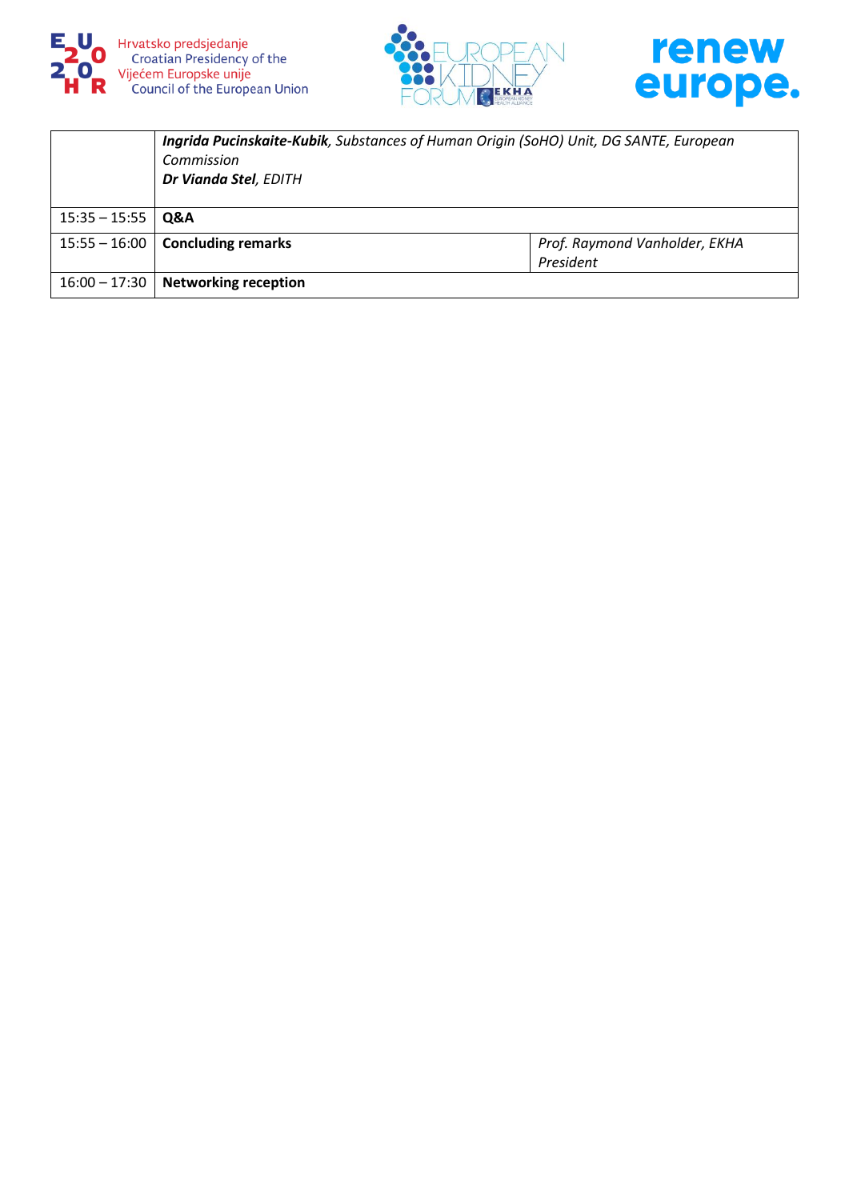| | | |
|---|---|---|
| | ***Ingrida Pucinskaite-Kubik****, Substances of Human Origin (SoHO) Unit, DG SANTE, European Commission*<br>***Dr Vianda Stel****, EDITH* | |
| 15:35 – 15:55 | **Q&A** | |
| 15:55 – 16:00 | **Concluding remarks** | *Prof. Raymond Vanholder, EKHA President* |
| 16:00 – 17:30 | **Networking reception** | |